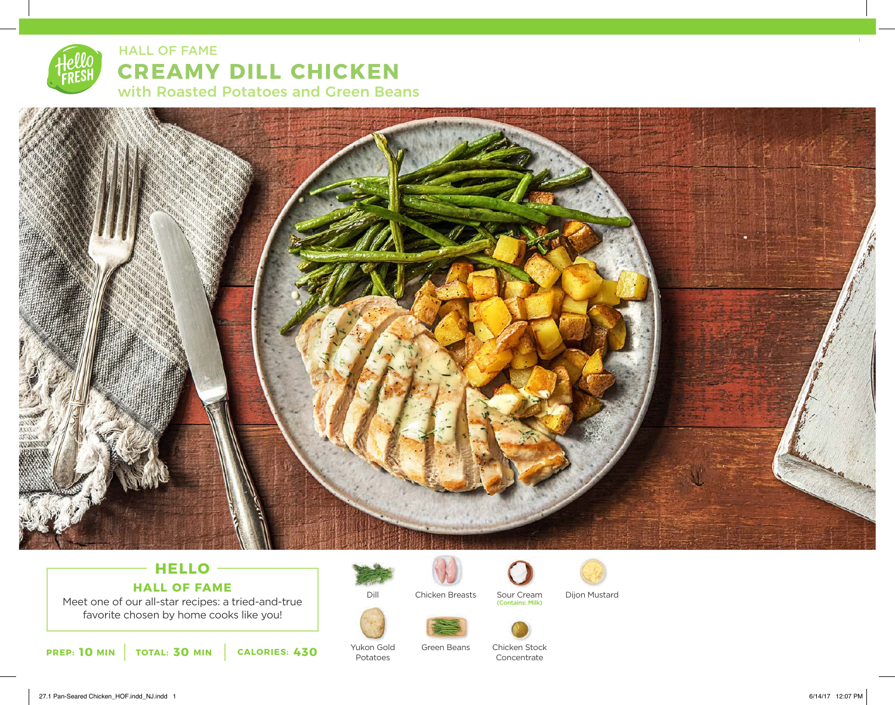HALL OF FAME

# CREAMY DILL CHICKEN

## with Roasted Potatoes and Green Beans

### HELLO

**HALL OF FAME**

Meet one of our all-star recipes: a tried-and-true favorite chosen by home cooks like you!

**PREP: 10 MIN** | **TOTAL: 30 MIN** | **CALORIES: 430**

- Dill
- Chicken Breasts
- Sour Cream (Contains: Milk)
- Dijon Mustard
- Yukon Gold Potatoes
- Green Beans
- Chicken Stock Concentrate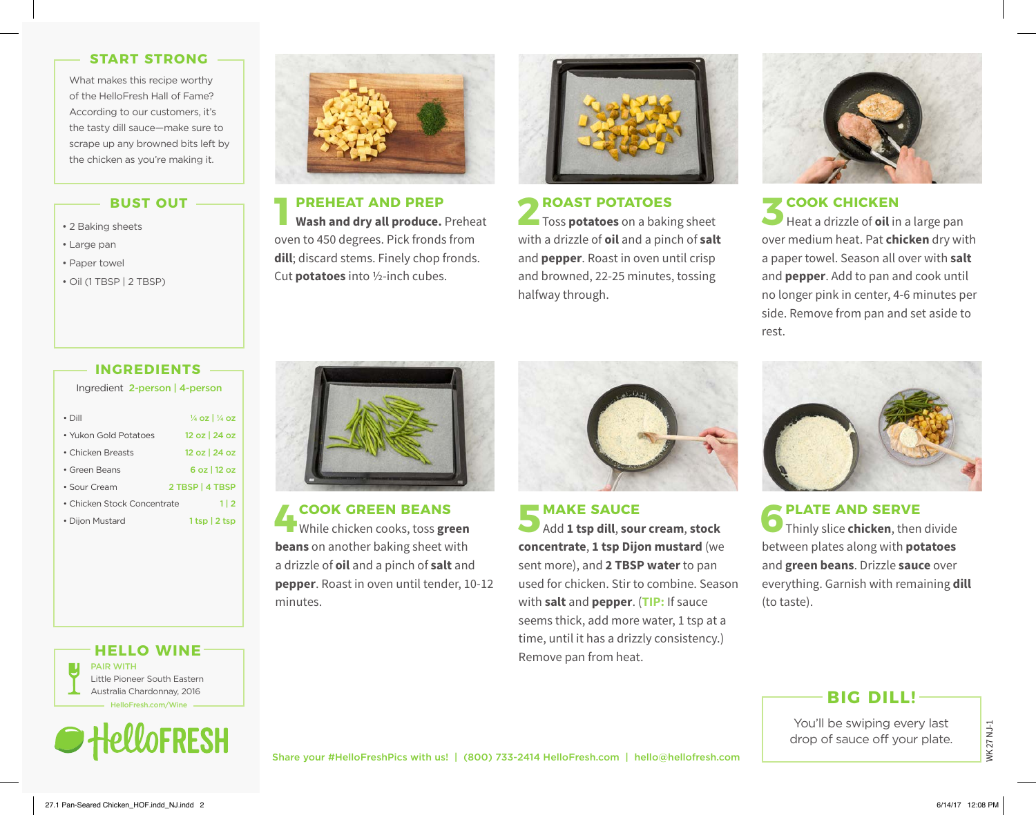## START STRONG

What makes this recipe worthy of the HelloFresh Hall of Fame? According to our customers, it's the tasty dill sauce—make sure to scrape up any browned bits left by the chicken as you're making it.

## BUST OUT

- 2 Baking sheets
- Large pan
- Paper towel
- Oil (1 TBSP | 2 TBSP)

## INGREDIENTS

| Ingredient | 2-person \| 4-person |
|---|---|
| Dill | ¼ oz \| ¼ oz |
| Yukon Gold Potatoes | 12 oz \| 24 oz |
| Chicken Breasts | 12 oz \| 24 oz |
| Green Beans | 6 oz \| 12 oz |
| Sour Cream | 2 TBSP \| 4 TBSP |
| Chicken Stock Concentrate | 1 \| 2 |
| Dijon Mustard | 1 tsp \| 2 tsp |

## HELLO WINE

PAIR WITH
Little Pioneer South Eastern Australia Chardonnay, 2016
HelloFresh.com/Wine

## 1 PREHEAT AND PREP

**Wash and dry all produce.** Preheat oven to 450 degrees. Pick fronds from **dill**; discard stems. Finely chop fronds. Cut **potatoes** into ½-inch cubes.

## 2 ROAST POTATOES

Toss **potatoes** on a baking sheet with a drizzle of **oil** and a pinch of **salt** and **pepper**. Roast in oven until crisp and browned, 22-25 minutes, tossing halfway through.

## 3 COOK CHICKEN

Heat a drizzle of **oil** in a large pan over medium heat. Pat **chicken** dry with a paper towel. Season all over with **salt** and **pepper**. Add to pan and cook until no longer pink in center, 4-6 minutes per side. Remove from pan and set aside to rest.

## 4 COOK GREEN BEANS

While chicken cooks, toss **green beans** on another baking sheet with a drizzle of **oil** and a pinch of **salt** and **pepper**. Roast in oven until tender, 10-12 minutes.

## 5 MAKE SAUCE

Add **1 tsp dill**, **sour cream**, **stock concentrate**, **1 tsp Dijon mustard** (we sent more), and **2 TBSP water** to pan used for chicken. Stir to combine. Season with **salt** and **pepper**. (**TIP:** If sauce seems thick, add more water, 1 tsp at a time, until it has a drizzly consistency.) Remove pan from heat.

## 6 PLATE AND SERVE

Thinly slice **chicken**, then divide between plates along with **potatoes** and **green beans**. Drizzle **sauce** over everything. Garnish with remaining **dill** (to taste).

## BIG DILL!

You'll be swiping every last drop of sauce off your plate.

HelloFRESH

Share your #HelloFreshPics with us! | (800) 733-2414 HelloFresh.com | hello@hellofresh.com

WK 27 NJ-1